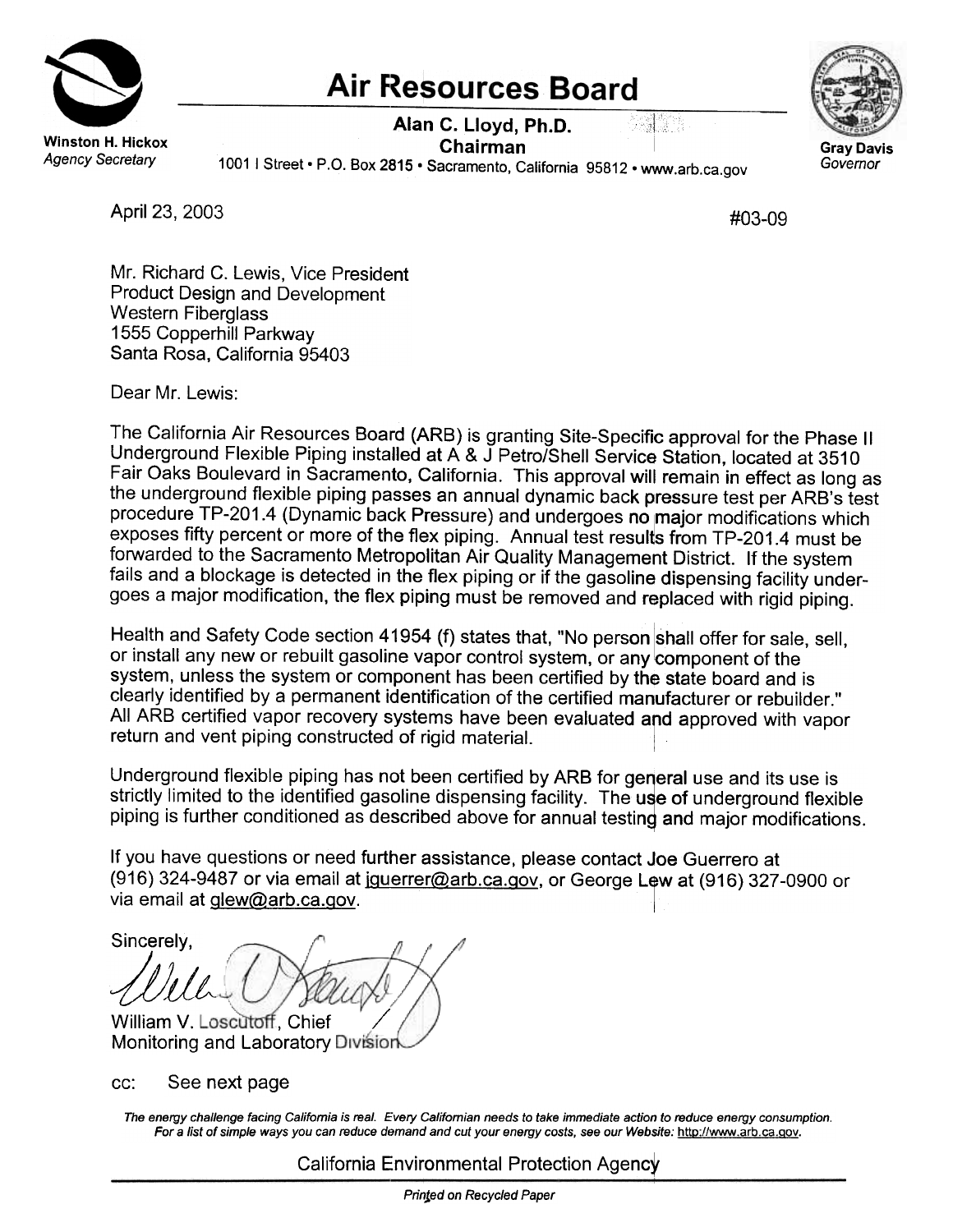# Air Resources Board

**Winston H. Hickox**
*Agency Secretary*

**Alan C. Lloyd, Ph.D.**
**Chairman**
1001 I Street • P.O. Box 2815 • Sacramento, California 95812 • www.arb.ca.gov

**Gray Davis**
*Governor*

April 23, 2003

#03-09

Mr. Richard C. Lewis, Vice President
Product Design and Development
Western Fiberglass
1555 Copperhill Parkway
Santa Rosa, California 95403

Dear Mr. Lewis:

The California Air Resources Board (ARB) is granting Site-Specific approval for the Phase II Underground Flexible Piping installed at A & J Petro/Shell Service Station, located at 3510 Fair Oaks Boulevard in Sacramento, California. This approval will remain in effect as long as the underground flexible piping passes an annual dynamic back pressure test per ARB's test procedure TP-201.4 (Dynamic back Pressure) and undergoes no major modifications which exposes fifty percent or more of the flex piping. Annual test results from TP-201.4 must be forwarded to the Sacramento Metropolitan Air Quality Management District. If the system fails and a blockage is detected in the flex piping or if the gasoline dispensing facility undergoes a major modification, the flex piping must be removed and replaced with rigid piping.

Health and Safety Code section 41954 (f) states that, "No person shall offer for sale, sell, or install any new or rebuilt gasoline vapor control system, or any component of the system, unless the system or component has been certified by the state board and is clearly identified by a permanent identification of the certified manufacturer or rebuilder." All ARB certified vapor recovery systems have been evaluated and approved with vapor return and vent piping constructed of rigid material.

Underground flexible piping has not been certified by ARB for general use and its use is strictly limited to the identified gasoline dispensing facility. The use of underground flexible piping is further conditioned as described above for annual testing and major modifications.

If you have questions or need further assistance, please contact Joe Guerrero at (916) 324-9487 or via email at jguerrer@arb.ca.gov, or George Lew at (916) 327-0900 or via email at glew@arb.ca.gov.

Sincerely,

William V. Loscutoff, Chief
Monitoring and Laboratory Division

cc: See next page

*The energy challenge facing California is real. Every Californian needs to take immediate action to reduce energy consumption. For a list of simple ways you can reduce demand and cut your energy costs, see our Website: http://www.arb.ca.gov.*

California Environmental Protection Agency

*Printed on Recycled Paper*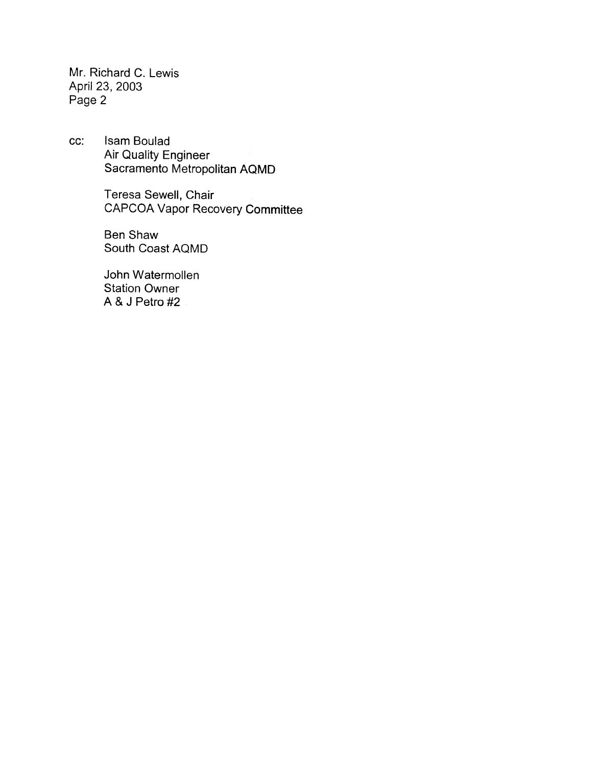cc: Isam Boulad
Air Quality Engineer
Sacramento Metropolitan AQMD

Teresa Sewell, Chair
CAPCOA Vapor Recovery Committee

Ben Shaw
South Coast AQMD

John Watermollen
Station Owner
A & J Petro #2